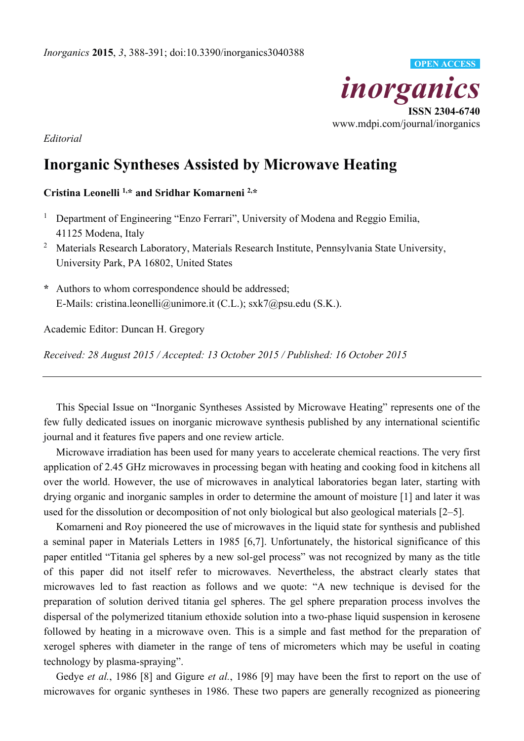*Editorial*

# Inorganic Syntheses Assisted by Microwave Heating

**Cristina Leonelli [1,*] and Sridhar Komarneni [2,*]**

[1] Department of Engineering "Enzo Ferrari", University of Modena and Reggio Emilia, 41125 Modena, Italy

[2] Materials Research Laboratory, Materials Research Institute, Pennsylvania State University, University Park, PA 16802, United States

**\*** Authors to whom correspondence should be addressed; E-Mails: cristina.leonelli@unimore.it (C.L.); sxk7@psu.edu (S.K.).

Academic Editor: Duncan H. Gregory

*Received: 28 August 2015 / Accepted: 13 October 2015 / Published: 16 October 2015*

---

This Special Issue on "Inorganic Syntheses Assisted by Microwave Heating" represents one of the few fully dedicated issues on inorganic microwave synthesis published by any international scientific journal and it features five papers and one review article.

Microwave irradiation has been used for many years to accelerate chemical reactions. The very first application of 2.45 GHz microwaves in processing began with heating and cooking food in kitchens all over the world. However, the use of microwaves in analytical laboratories began later, starting with drying organic and inorganic samples in order to determine the amount of moisture [1] and later it was used for the dissolution or decomposition of not only biological but also geological materials [2–5].

Komarneni and Roy pioneered the use of microwaves in the liquid state for synthesis and published a seminal paper in Materials Letters in 1985 [6,7]. Unfortunately, the historical significance of this paper entitled "Titania gel spheres by a new sol-gel process" was not recognized by many as the title of this paper did not itself refer to microwaves. Nevertheless, the abstract clearly states that microwaves led to fast reaction as follows and we quote: "A new technique is devised for the preparation of solution derived titania gel spheres. The gel sphere preparation process involves the dispersal of the polymerized titanium ethoxide solution into a two-phase liquid suspension in kerosene followed by heating in a microwave oven. This is a simple and fast method for the preparation of xerogel spheres with diameter in the range of tens of micrometers which may be useful in coating technology by plasma-spraying".

Gedye *et al.*, 1986 [8] and Gigure *et al.*, 1986 [9] may have been the first to report on the use of microwaves for organic syntheses in 1986. These two papers are generally recognized as pioneering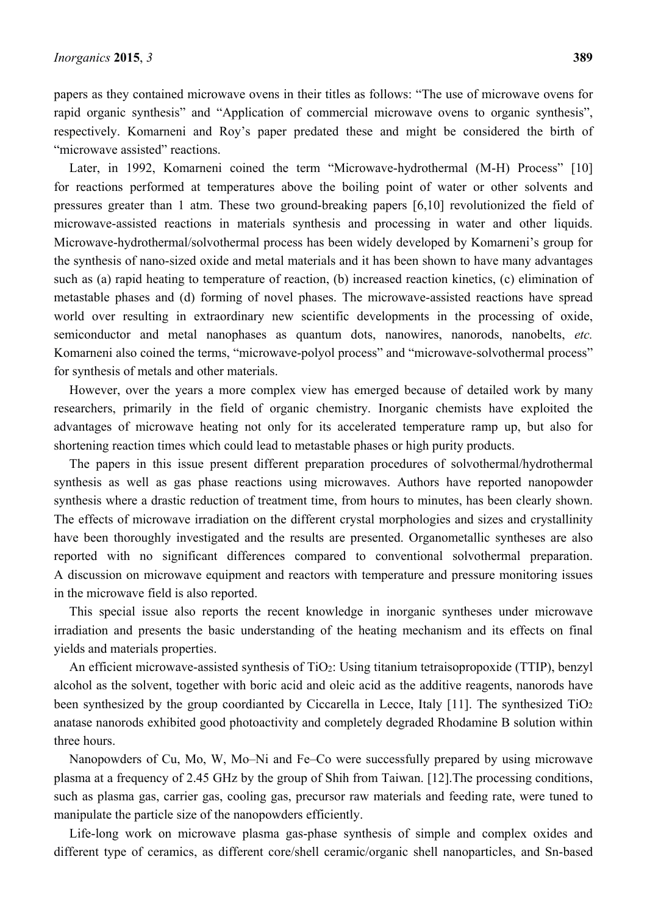papers as they contained microwave ovens in their titles as follows: "The use of microwave ovens for rapid organic synthesis" and "Application of commercial microwave ovens to organic synthesis", respectively. Komarneni and Roy's paper predated these and might be considered the birth of "microwave assisted" reactions.

Later, in 1992, Komarneni coined the term "Microwave-hydrothermal (M-H) Process" [10] for reactions performed at temperatures above the boiling point of water or other solvents and pressures greater than 1 atm. These two ground-breaking papers [6,10] revolutionized the field of microwave-assisted reactions in materials synthesis and processing in water and other liquids. Microwave-hydrothermal/solvothermal process has been widely developed by Komarneni's group for the synthesis of nano-sized oxide and metal materials and it has been shown to have many advantages such as (a) rapid heating to temperature of reaction, (b) increased reaction kinetics, (c) elimination of metastable phases and (d) forming of novel phases. The microwave-assisted reactions have spread world over resulting in extraordinary new scientific developments in the processing of oxide, semiconductor and metal nanophases as quantum dots, nanowires, nanorods, nanobelts, *etc.* Komarneni also coined the terms, "microwave-polyol process" and "microwave-solvothermal process" for synthesis of metals and other materials.

However, over the years a more complex view has emerged because of detailed work by many researchers, primarily in the field of organic chemistry. Inorganic chemists have exploited the advantages of microwave heating not only for its accelerated temperature ramp up, but also for shortening reaction times which could lead to metastable phases or high purity products.

The papers in this issue present different preparation procedures of solvothermal/hydrothermal synthesis as well as gas phase reactions using microwaves. Authors have reported nanopowder synthesis where a drastic reduction of treatment time, from hours to minutes, has been clearly shown. The effects of microwave irradiation on the different crystal morphologies and sizes and crystallinity have been thoroughly investigated and the results are presented. Organometallic syntheses are also reported with no significant differences compared to conventional solvothermal preparation. A discussion on microwave equipment and reactors with temperature and pressure monitoring issues in the microwave field is also reported.

This special issue also reports the recent knowledge in inorganic syntheses under microwave irradiation and presents the basic understanding of the heating mechanism and its effects on final yields and materials properties.

An efficient microwave-assisted synthesis of $TiO_2$: Using titanium tetraisopropoxide (TTIP), benzyl alcohol as the solvent, together with boric acid and oleic acid as the additive reagents, nanorods have been synthesized by the group coordianted by Ciccarella in Lecce, Italy [11]. The synthesized $TiO_2$ anatase nanorods exhibited good photoactivity and completely degraded Rhodamine B solution within three hours.

Nanopowders of Cu, Mo, W, Mo–Ni and Fe–Co were successfully prepared by using microwave plasma at a frequency of 2.45 GHz by the group of Shih from Taiwan. [12].The processing conditions, such as plasma gas, carrier gas, cooling gas, precursor raw materials and feeding rate, were tuned to manipulate the particle size of the nanopowders efficiently.

Life-long work on microwave plasma gas-phase synthesis of simple and complex oxides and different type of ceramics, as different core/shell ceramic/organic shell nanoparticles, and Sn-based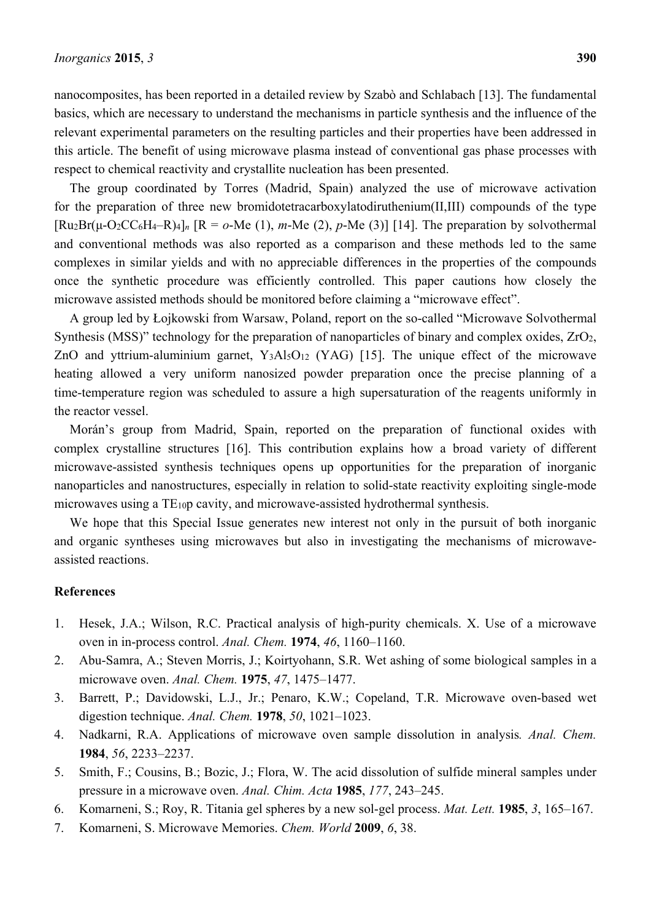nanocomposites, has been reported in a detailed review by Szabò and Schlabach [13]. The fundamental basics, which are necessary to understand the mechanisms in particle synthesis and the influence of the relevant experimental parameters on the resulting particles and their properties have been addressed in this article. The benefit of using microwave plasma instead of conventional gas phase processes with respect to chemical reactivity and crystallite nucleation has been presented.

The group coordinated by Torres (Madrid, Spain) analyzed the use of microwave activation for the preparation of three new bromidotetracarboxylatodiruthenium(II,III) compounds of the type $[Ru_2Br(\mu\text{-}O_2CC_6H_4\text{–}R)_4]_n$ [R = *o*-Me (1), *m*-Me (2), *p*-Me (3)] [14]. The preparation by solvothermal and conventional methods was also reported as a comparison and these methods led to the same complexes in similar yields and with no appreciable differences in the properties of the compounds once the synthetic procedure was efficiently controlled. This paper cautions how closely the microwave assisted methods should be monitored before claiming a "microwave effect".

A group led by Łojkowski from Warsaw, Poland, report on the so-called "Microwave Solvothermal Synthesis (MSS)" technology for the preparation of nanoparticles of binary and complex oxides, $ZrO_2$, ZnO and yttrium-aluminium garnet, $Y_3Al_5O_{12}$ (YAG) [15]. The unique effect of the microwave heating allowed a very uniform nanosized powder preparation once the precise planning of a time-temperature region was scheduled to assure a high supersaturation of the reagents uniformly in the reactor vessel.

Morán's group from Madrid, Spain, reported on the preparation of functional oxides with complex crystalline structures [16]. This contribution explains how a broad variety of different microwave-assisted synthesis techniques opens up opportunities for the preparation of inorganic nanoparticles and nanostructures, especially in relation to solid-state reactivity exploiting single-mode microwaves using a $TE_{10}$p cavity, and microwave-assisted hydrothermal synthesis.

We hope that this Special Issue generates new interest not only in the pursuit of both inorganic and organic syntheses using microwaves but also in investigating the mechanisms of microwave-assisted reactions.

## References

1. Hesek, J.A.; Wilson, R.C. Practical analysis of high-purity chemicals. X. Use of a microwave oven in in-process control. *Anal. Chem.* **1974**, *46*, 1160–1160.
2. Abu-Samra, A.; Steven Morris, J.; Koirtyohann, S.R. Wet ashing of some biological samples in a microwave oven. *Anal. Chem.* **1975**, *47*, 1475–1477.
3. Barrett, P.; Davidowski, L.J., Jr.; Penaro, K.W.; Copeland, T.R. Microwave oven-based wet digestion technique. *Anal. Chem.* **1978**, *50*, 1021–1023.
4. Nadkarni, R.A. Applications of microwave oven sample dissolution in analysis*. Anal. Chem.* **1984**, *56*, 2233–2237.
5. Smith, F.; Cousins, B.; Bozic, J.; Flora, W. The acid dissolution of sulfide mineral samples under pressure in a microwave oven. *Anal. Chim. Acta* **1985**, *177*, 243–245.
6. Komarneni, S.; Roy, R. Titania gel spheres by a new sol-gel process. *Mat. Lett.* **1985**, *3*, 165–167.
7. Komarneni, S. Microwave Memories. *Chem. World* **2009**, *6*, 38.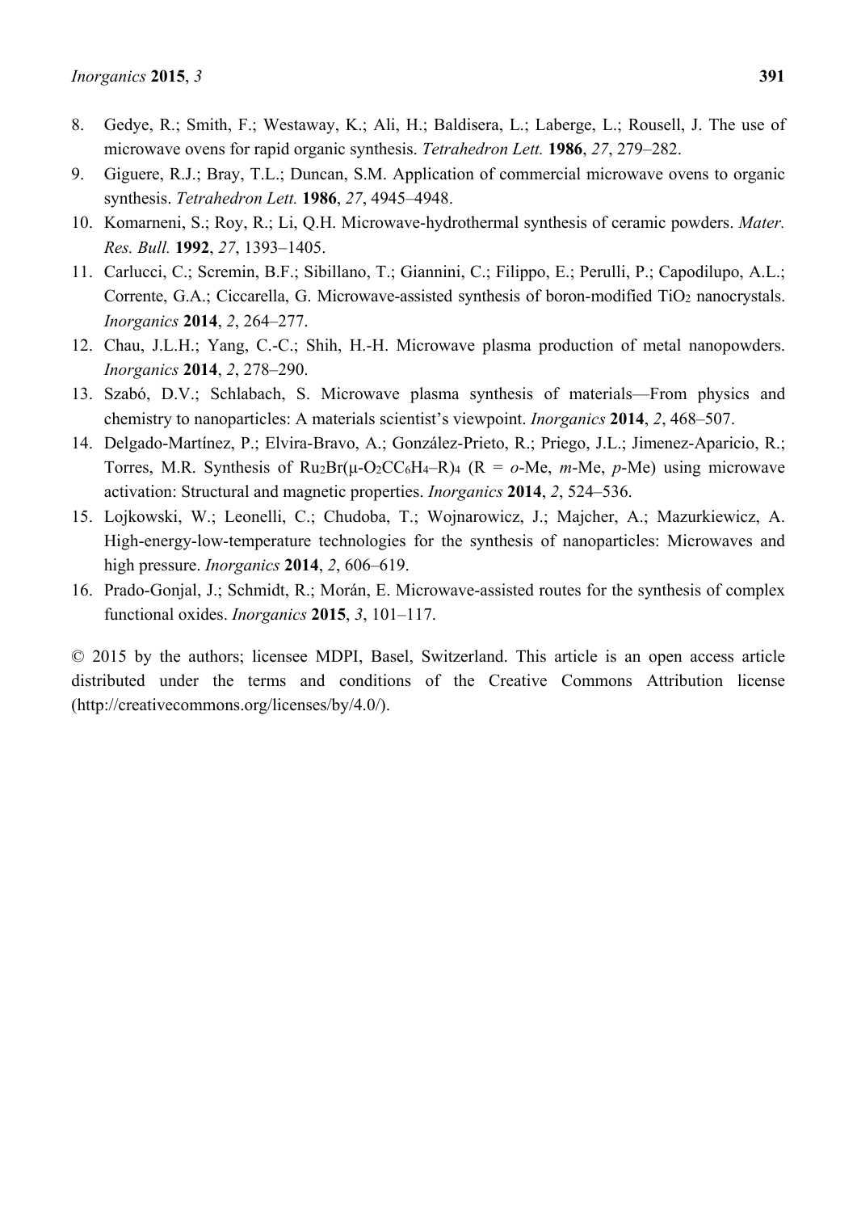8. Gedye, R.; Smith, F.; Westaway, K.; Ali, H.; Baldisera, L.; Laberge, L.; Rousell, J. The use of microwave ovens for rapid organic synthesis. *Tetrahedron Lett.* **1986**, *27*, 279–282.
9. Giguere, R.J.; Bray, T.L.; Duncan, S.M. Application of commercial microwave ovens to organic synthesis. *Tetrahedron Lett.* **1986**, *27*, 4945–4948.
10. Komarneni, S.; Roy, R.; Li, Q.H. Microwave-hydrothermal synthesis of ceramic powders. *Mater. Res. Bull.* **1992**, *27*, 1393–1405.
11. Carlucci, C.; Scremin, B.F.; Sibillano, T.; Giannini, C.; Filippo, E.; Perulli, P.; Capodilupo, A.L.; Corrente, G.A.; Ciccarella, G. Microwave-assisted synthesis of boron-modified $TiO_2$ nanocrystals. *Inorganics* **2014**, *2*, 264–277.
12. Chau, J.L.H.; Yang, C.-C.; Shih, H.-H. Microwave plasma production of metal nanopowders. *Inorganics* **2014**, *2*, 278–290.
13. Szabó, D.V.; Schlabach, S. Microwave plasma synthesis of materials—From physics and chemistry to nanoparticles: A materials scientist's viewpoint. *Inorganics* **2014**, *2*, 468–507.
14. Delgado-Martínez, P.; Elvira-Bravo, A.; González-Prieto, R.; Priego, J.L.; Jimenez-Aparicio, R.; Torres, M.R. Synthesis of $Ru_2Br(\mu\text{-}O_2CC_6H_4\text{–}R)_4$ (R = *o*-Me, *m*-Me, *p*-Me) using microwave activation: Structural and magnetic properties. *Inorganics* **2014**, *2*, 524–536.
15. Lojkowski, W.; Leonelli, C.; Chudoba, T.; Wojnarowicz, J.; Majcher, A.; Mazurkiewicz, A. High-energy-low-temperature technologies for the synthesis of nanoparticles: Microwaves and high pressure. *Inorganics* **2014**, *2*, 606–619.
16. Prado-Gonjal, J.; Schmidt, R.; Morán, E. Microwave-assisted routes for the synthesis of complex functional oxides. *Inorganics* **2015**, *3*, 101–117.

© 2015 by the authors; licensee MDPI, Basel, Switzerland. This article is an open access article distributed under the terms and conditions of the Creative Commons Attribution license (http://creativecommons.org/licenses/by/4.0/).